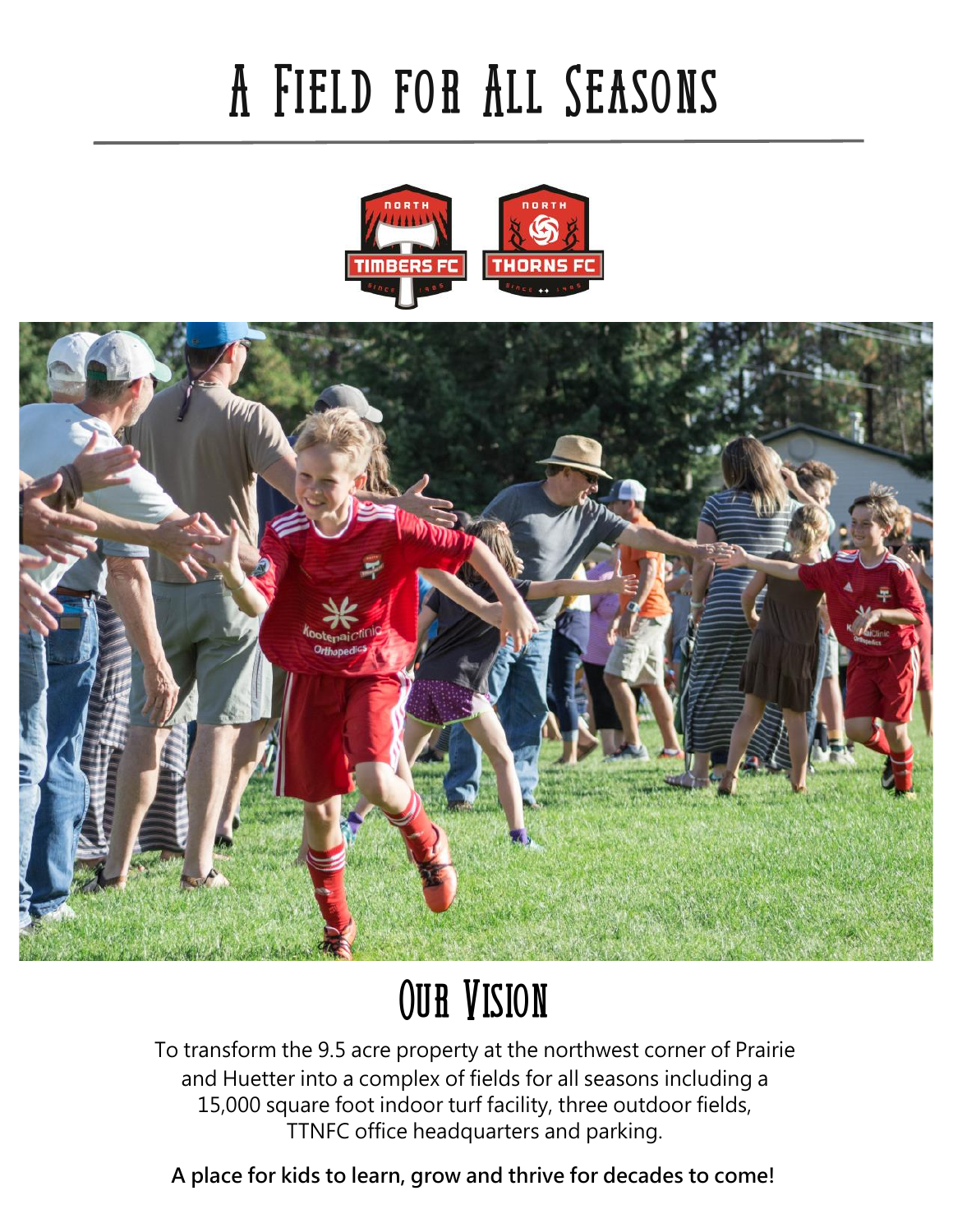# A Field for All Seasons

## Our Vision

To transform the 9.5 acre property at the northwest corner of Prairie and Huetter into a complex of fields for all seasons including a 15,000 square foot indoor turf facility, three outdoor fields, TTNFC office headquarters and parking.

**A place for kids to learn, grow and thrive for decades to come!**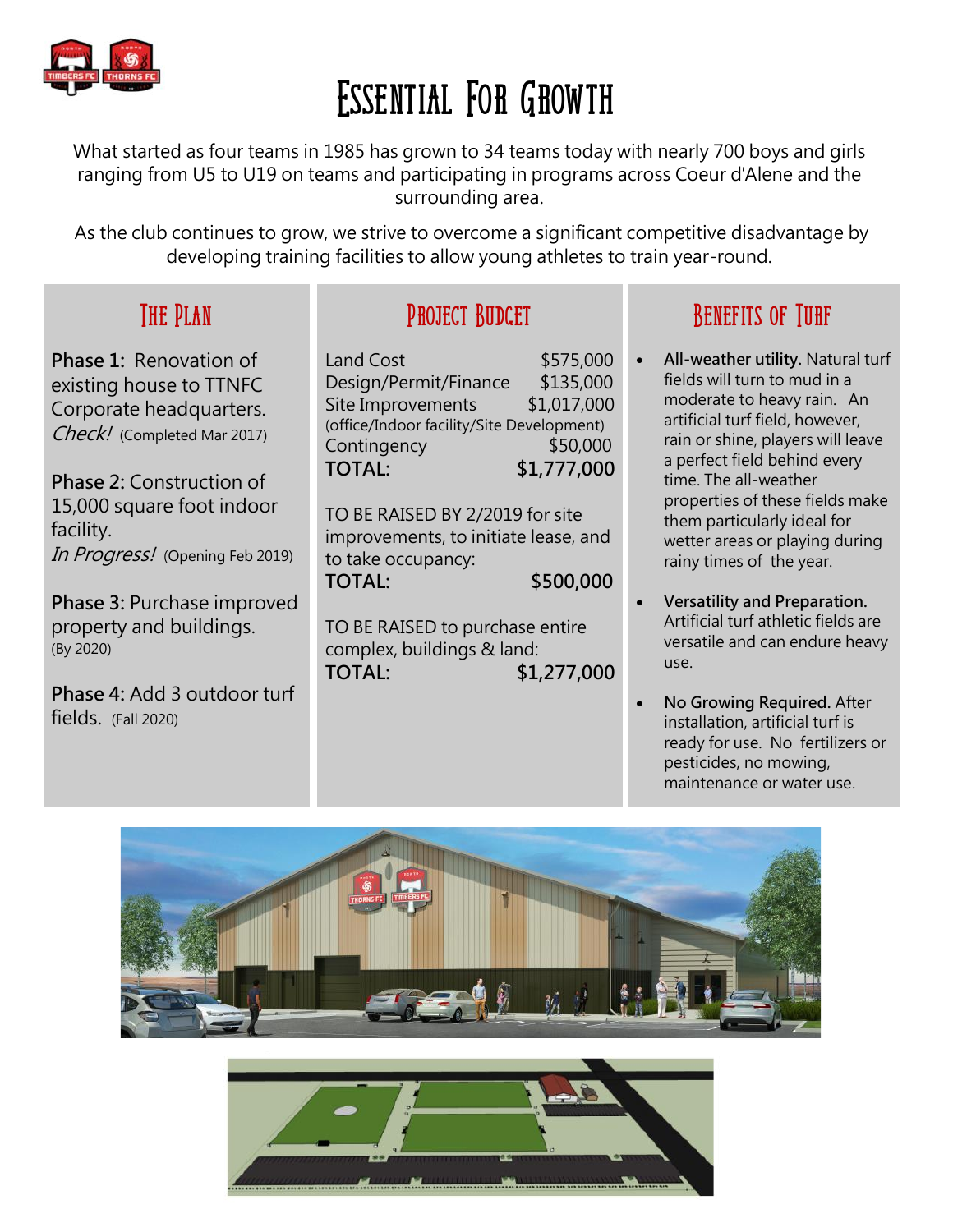# Essential For Growth

What started as four teams in 1985 has grown to 34 teams today with nearly 700 boys and girls ranging from U5 to U19 on teams and participating in programs across Coeur d'Alene and the surrounding area.

As the club continues to grow, we strive to overcome a significant competitive disadvantage by developing training facilities to allow young athletes to train year-round.

## The Plan

**Phase 1:** Renovation of existing house to TTNFC Corporate headquarters.
*Check!* (Completed Mar 2017)

**Phase 2:** Construction of 15,000 square foot indoor facility.
*In Progress!* (Opening Feb 2019)

**Phase 3:** Purchase improved property and buildings.
(By 2020)

**Phase 4:** Add 3 outdoor turf fields. (Fall 2020)

## Project Budget

| | |
|---|---|
| Land Cost | $575,000 |
| Design/Permit/Finance | $135,000 |
| Site Improvements (office/Indoor facility/Site Development) | $1,017,000 |
| Contingency | $50,000 |
| **TOTAL:** | **$1,777,000** |

TO BE RAISED BY 2/2019 for site improvements, to initiate lease, and to take occupancy:
**TOTAL: $500,000**

TO BE RAISED to purchase entire complex, buildings & land:
**TOTAL: $1,277,000**

## Benefits of Turf

- **All-weather utility.** Natural turf fields will turn to mud in a moderate to heavy rain. An artificial turf field, however, rain or shine, players will leave a perfect field behind every time. The all-weather properties of these fields make them particularly ideal for wetter areas or playing during rainy times of the year.
- **Versatility and Preparation.** Artificial turf athletic fields are versatile and can endure heavy use.
- **No Growing Required.** After installation, artificial turf is ready for use. No fertilizers or pesticides, no mowing, maintenance or water use.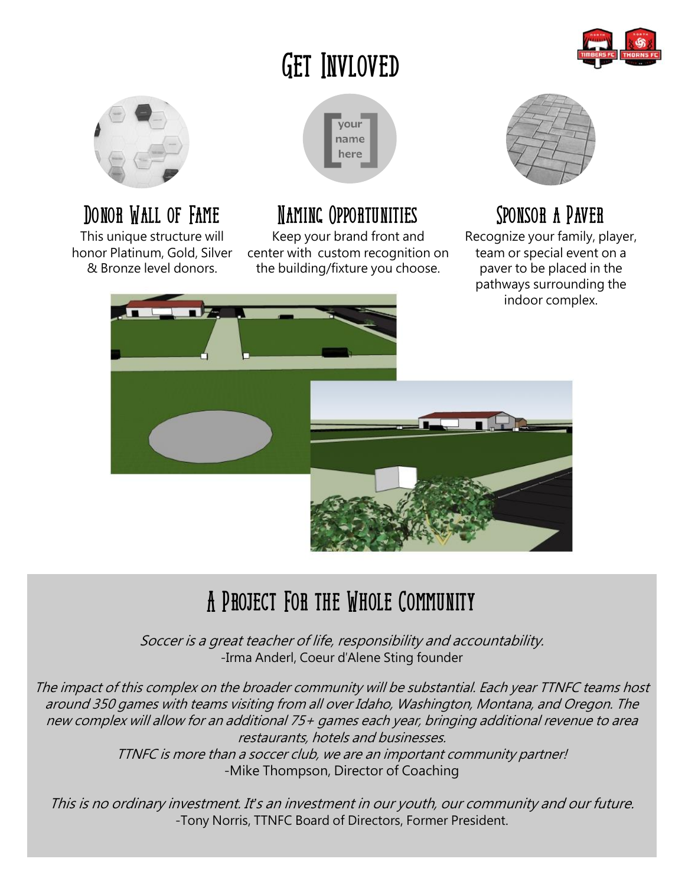# Get Invloved

## Donor Wall of Fame

This unique structure will honor Platinum, Gold, Silver & Bronze level donors.

## Naming Opportunities

Keep your brand front and center with custom recognition on the building/fixture you choose.

## Sponsor a Paver

Recognize your family, player, team or special event on a paver to be placed in the pathways surrounding the indoor complex.

## A Project For the Whole Community

*Soccer is a great teacher of life, responsibility and accountability.*
-Irma Anderl, Coeur d'Alene Sting founder

*The impact of this complex on the broader community will be substantial. Each year TTNFC teams host around 350 games with teams visiting from all over Idaho, Washington, Montana, and Oregon. The new complex will allow for an additional 75+ games each year, bringing additional revenue to area restaurants, hotels and businesses.*
*TTNFC is more than a soccer club, we are an important community partner!*
-Mike Thompson, Director of Coaching

*This is no ordinary investment. It's an investment in our youth, our community and our future.*
-Tony Norris, TTNFC Board of Directors, Former President.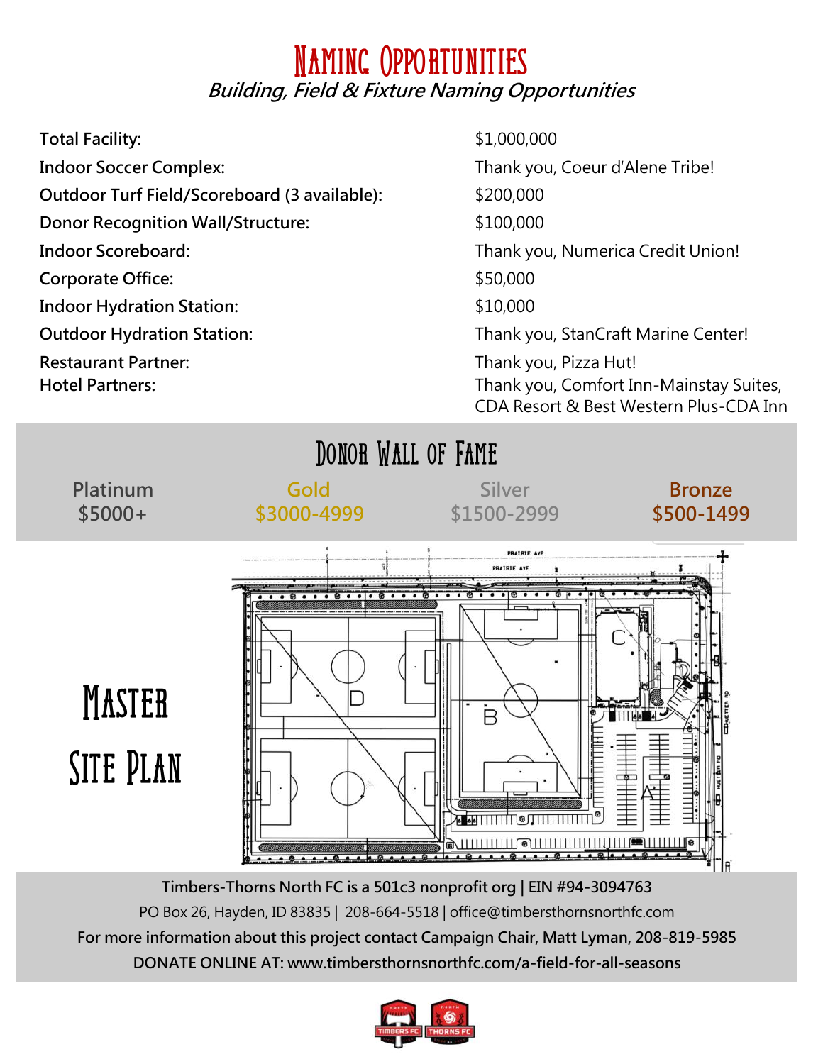# Naming Opportunities

## *Building, Field & Fixture Naming Opportunities*

| | |
|---|---|
| **Total Facility:** | $1,000,000 |
| **Indoor Soccer Complex:** | Thank you, Coeur d'Alene Tribe! |
| **Outdoor Turf Field/Scoreboard (3 available):** | $200,000 |
| **Donor Recognition Wall/Structure:** | $100,000 |
| **Indoor Scoreboard:** | Thank you, Numerica Credit Union! |
| **Corporate Office:** | $50,000 |
| **Indoor Hydration Station:** | $10,000 |
| **Outdoor Hydration Station:** | Thank you, StanCraft Marine Center! |
| **Restaurant Partner:** | Thank you, Pizza Hut! |
| **Hotel Partners:** | Thank you, Comfort Inn-Mainstay Suites, CDA Resort & Best Western Plus-CDA Inn |

## Donor Wall of Fame

| Platinum | Gold | Silver | Bronze |
|---|---|---|---|
| $5000+ | $3000-4999 | $1500-2999 | $500-1499 |

## Master Site Plan

PRAIRIE AVE

PRAIRIE AVE

MUELLER RD

A

B

C

D

**Timbers-Thorns North FC is a 501c3 nonprofit org | EIN #94-3094763**

PO Box 26, Hayden, ID 83835 | 208-664-5518 | office@timbersthornsnorthfc.com

**For more information about this project contact Campaign Chair, Matt Lyman, 208-819-5985**

**DONATE ONLINE AT: www.timbersthornsnorthfc.com/a-field-for-all-seasons**

NORTH TIMBERS FC

NORTH THORNS FC